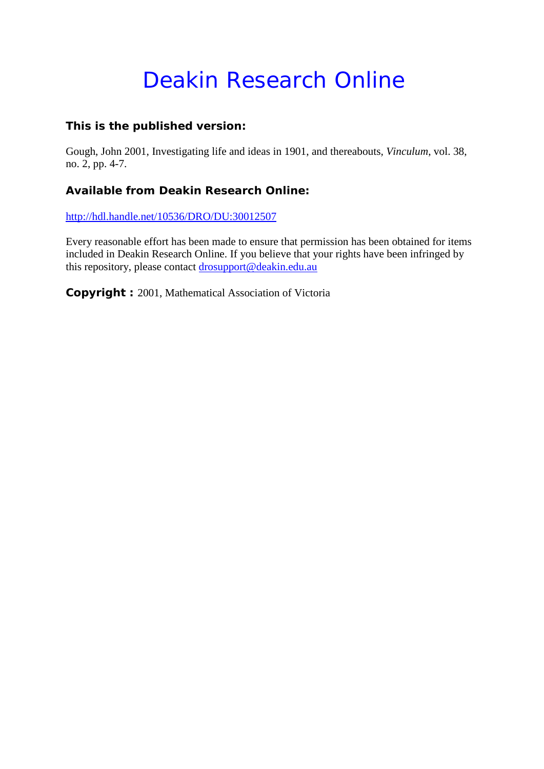# Deakin Research Online

### This is the published version:

Gough, John 2001, Investigating life and ideas in 1901, and thereabouts, *Vinculum*, vol. 38, no. 2, pp. 4-7.

### Available from Deakin Research Online:

http://hdl.handle.net/10536/DRO/DU:30012507

Every reasonable effort has been made to ensure that permission has been obtained for items included in Deakin Research Online. If you believe that your rights have been infringed by this repository, please contact drosupport@deakin.edu.au

**Copyright :** 2001, Mathematical Association of Victoria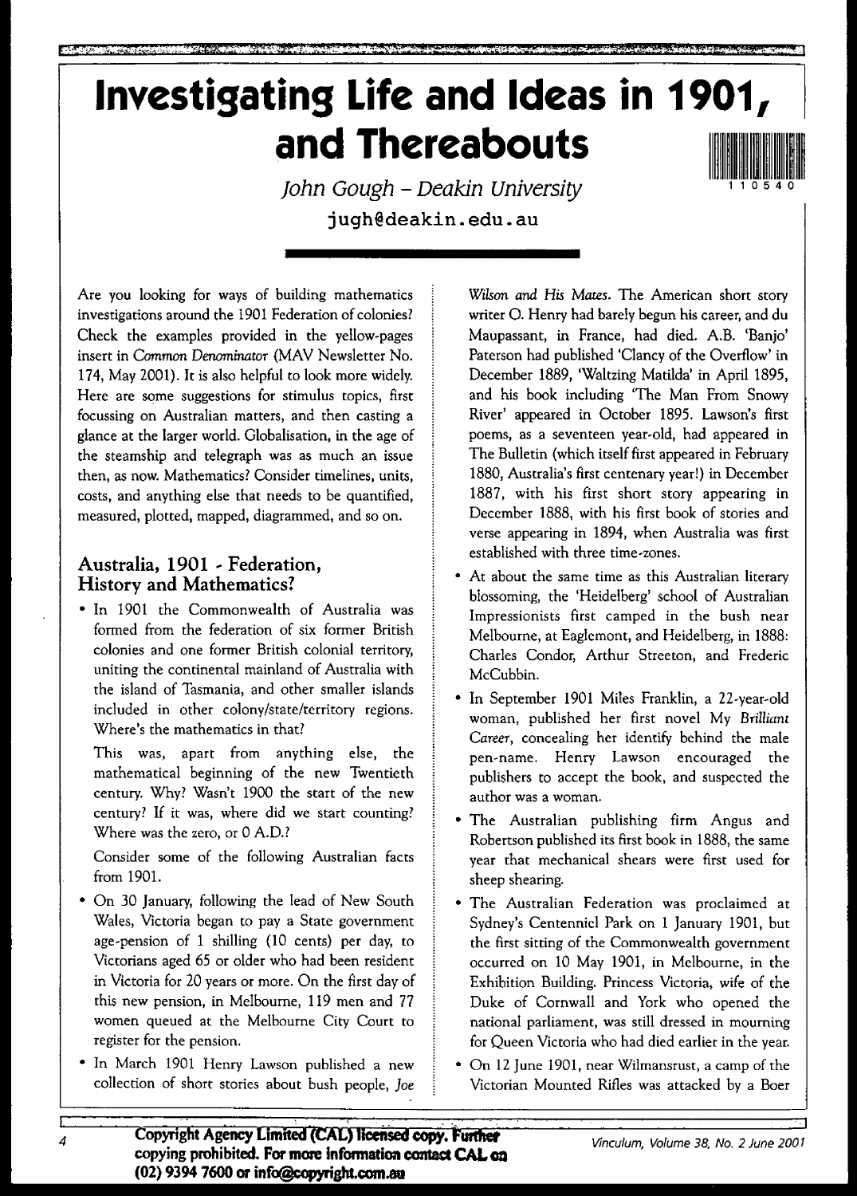# Investigating Life and Ideas in 1901, and Thereabouts

*John Gough – Deakin University*

jugh@deakin.edu.au

Are you looking for ways of building mathematics investigations around the 1901 Federation of colonies? Check the examples provided in the yellow-pages insert in *Common Denominator* (MAV Newsletter No. 174, May 2001). It is also helpful to look more widely. Here are some suggestions for stimulus topics, first focussing on Australian matters, and then casting a glance at the larger world. Globalisation, in the age of the steamship and telegraph was as much an issue then, as now. Mathematics? Consider timelines, units, costs, and anything else that needs to be quantified, measured, plotted, mapped, diagrammed, and so on.

## Australia, 1901 - Federation, History and Mathematics?

- In 1901 the Commonwealth of Australia was formed from the federation of six former British colonies and one former British colonial territory, uniting the continental mainland of Australia with the island of Tasmania, and other smaller islands included in other colony/state/territory regions. Where's the mathematics in that?

  This was, apart from anything else, the mathematical beginning of the new Twentieth century. Why? Wasn't 1900 the start of the new century? If it was, where did we start counting? Where was the zero, or 0 A.D.?

  Consider some of the following Australian facts from 1901.

- On 30 January, following the lead of New South Wales, Victoria began to pay a State government age-pension of 1 shilling (10 cents) per day, to Victorians aged 65 or older who had been resident in Victoria for 20 years or more. On the first day of this new pension, in Melbourne, 119 men and 77 women queued at the Melbourne City Court to register for the pension.
- In March 1901 Henry Lawson published a new collection of short stories about bush people, *Joe Wilson and His Mates*. The American short story writer O. Henry had barely begun his career, and du Maupassant, in France, had died. A.B. 'Banjo' Paterson had published 'Clancy of the Overflow' in December 1889, 'Waltzing Matilda' in April 1895, and his book including 'The Man From Snowy River' appeared in October 1895. Lawson's first poems, as a seventeen year-old, had appeared in The Bulletin (which itself first appeared in February 1880, Australia's first centenary year!) in December 1887, with his first short story appearing in December 1888, with his first book of stories and verse appearing in 1894, when Australia was first established with three time-zones.
- At about the same time as this Australian literary blossoming, the 'Heidelberg' school of Australian Impressionists first camped in the bush near Melbourne, at Eaglemont, and Heidelberg, in 1888: Charles Condor, Arthur Streeton, and Frederic McCubbin.
- In September 1901 Miles Franklin, a 22-year-old woman, published her first novel My *Brilliant Career*, concealing her identify behind the male pen-name. Henry Lawson encouraged the publishers to accept the book, and suspected the author was a woman.
- The Australian publishing firm Angus and Robertson published its first book in 1888, the same year that mechanical shears were first used for sheep shearing.
- The Australian Federation was proclaimed at Sydney's Centenniel Park on 1 January 1901, but the first sitting of the Commonwealth government occurred on 10 May 1901, in Melbourne, in the Exhibition Building. Princess Victoria, wife of the Duke of Cornwall and York who opened the national parliament, was still dressed in mourning for Queen Victoria who had died earlier in the year.
- On 12 June 1901, near Wilmansrust, a camp of the Victorian Mounted Rifles was attacked by a Boer

**Copyright Agency Limited (CAL) licensed copy. Further copying prohibited. For more information contact CAL on (02) 9394 7600 or info@copyright.com.au**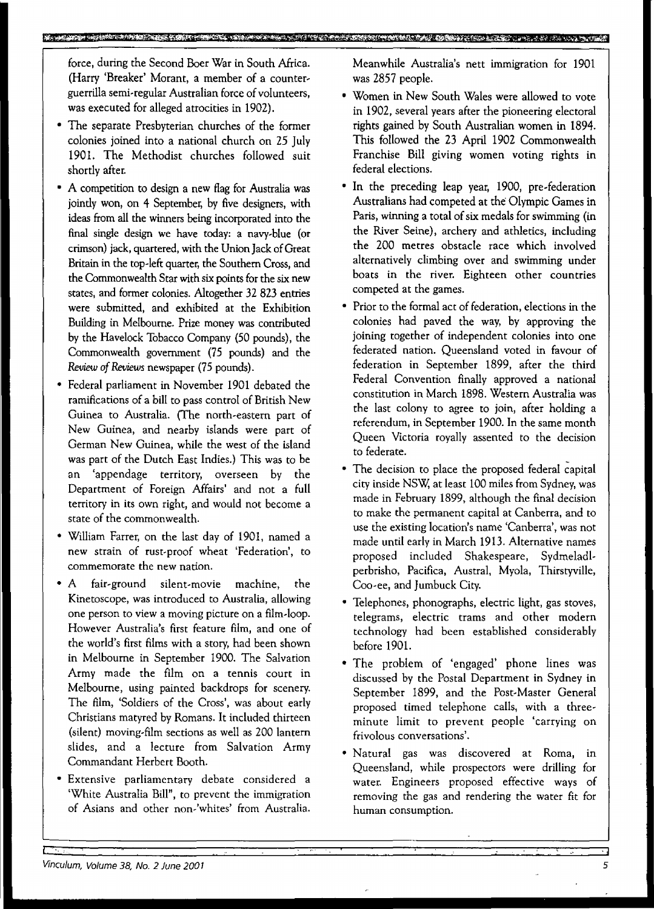force, during the Second Boer War in South Africa. (Harry 'Breaker' Morant, a member of a counter-guerrilla semi-regular Australian force of volunteers, was executed for alleged atrocities in 1902).

- The separate Presbyterian churches of the former colonies joined into a national church on 25 July 1901. The Methodist churches followed suit shortly after.
- A competition to design a new flag for Australia was jointly won, on 4 September, by five designers, with ideas from all the winners being incorporated into the final single design we have today: a navy-blue (or crimson) jack, quartered, with the Union Jack of Great Britain in the top-left quarter, the Southern Cross, and the Commonwealth Star with six points for the six new states, and former colonies. Altogether 32 823 entries were submitted, and exhibited at the Exhibition Building in Melbourne. Prize money was contributed by the Havelock Tobacco Company (50 pounds), the Commonwealth government (75 pounds) and the *Review of Reviews* newspaper (75 pounds).
- Federal parliament in November 1901 debated the ramifications of a bill to pass control of British New Guinea to Australia. (The north-eastern part of New Guinea, and nearby islands were part of German New Guinea, while the west of the island was part of the Dutch East Indies.) This was to be an 'appendage territory, overseen by the Department of Foreign Affairs' and not a full territory in its own right, and would not become a state of the commonwealth.
- William Farrer, on the last day of 1901, named a new strain of rust-proof wheat 'Federation', to commemorate the new nation.
- A fair-ground silent-movie machine, the Kinetoscope, was introduced to Australia, allowing one person to view a moving picture on a film-loop. However Australia's first feature film, and one of the world's first films with a story, had been shown in Melbourne in September 1900. The Salvation Army made the film on a tennis court in Melbourne, using painted backdrops for scenery. The film, 'Soldiers of the Cross', was about early Christians matyred by Romans. It included thirteen (silent) moving-film sections as well as 200 lantern slides, and a lecture from Salvation Army Commandant Herbert Booth.
- Extensive parliamentary debate considered a 'White Australia Bill", to prevent the immigration of Asians and other non-'whites' from Australia. Meanwhile Australia's nett immigration for 1901 was 2857 people.
- Women in New South Wales were allowed to vote in 1902, several years after the pioneering electoral rights gained by South Australian women in 1894. This followed the 23 April 1902 Commonwealth Franchise Bill giving women voting rights in federal elections.
- In the preceding leap year, 1900, pre-federation Australians had competed at the Olympic Games in Paris, winning a total of six medals for swimming (in the River Seine), archery and athletics, including the 200 metres obstacle race which involved alternatively climbing over and swimming under boats in the river. Eighteen other countries competed at the games.
- Prior to the formal act of federation, elections in the colonies had paved the way, by approving the joining together of independent colonies into one federated nation. Queensland voted in favour of federation in September 1899, after the third Federal Convention finally approved a national constitution in March 1898. Western Australia was the last colony to agree to join, after holding a referendum, in September 1900. In the same month Queen Victoria royally assented to the decision to federate.
- The decision to place the proposed federal capital city inside NSW, at least 100 miles from Sydney, was made in February 1899, although the final decision to make the permanent capital at Canberra, and to use the existing location's name 'Canberra', was not made until early in March 1913. Alternative names proposed included Shakespeare, Sydmeladlperbrisho, Pacifica, Austral, Myola, Thirstyville, Coo-ee, and Jumbuck City.
- Telephones, phonographs, electric light, gas stoves, telegrams, electric trams and other modern technology had been established considerably before 1901.
- The problem of 'engaged' phone lines was discussed by the Postal Department in Sydney in September 1899, and the Post-Master General proposed timed telephone calls, with a three-minute limit to prevent people 'carrying on frivolous conversations'.
- Natural gas was discovered at Roma, in Queensland, while prospectors were drilling for water. Engineers proposed effective ways of removing the gas and rendering the water fit for human consumption.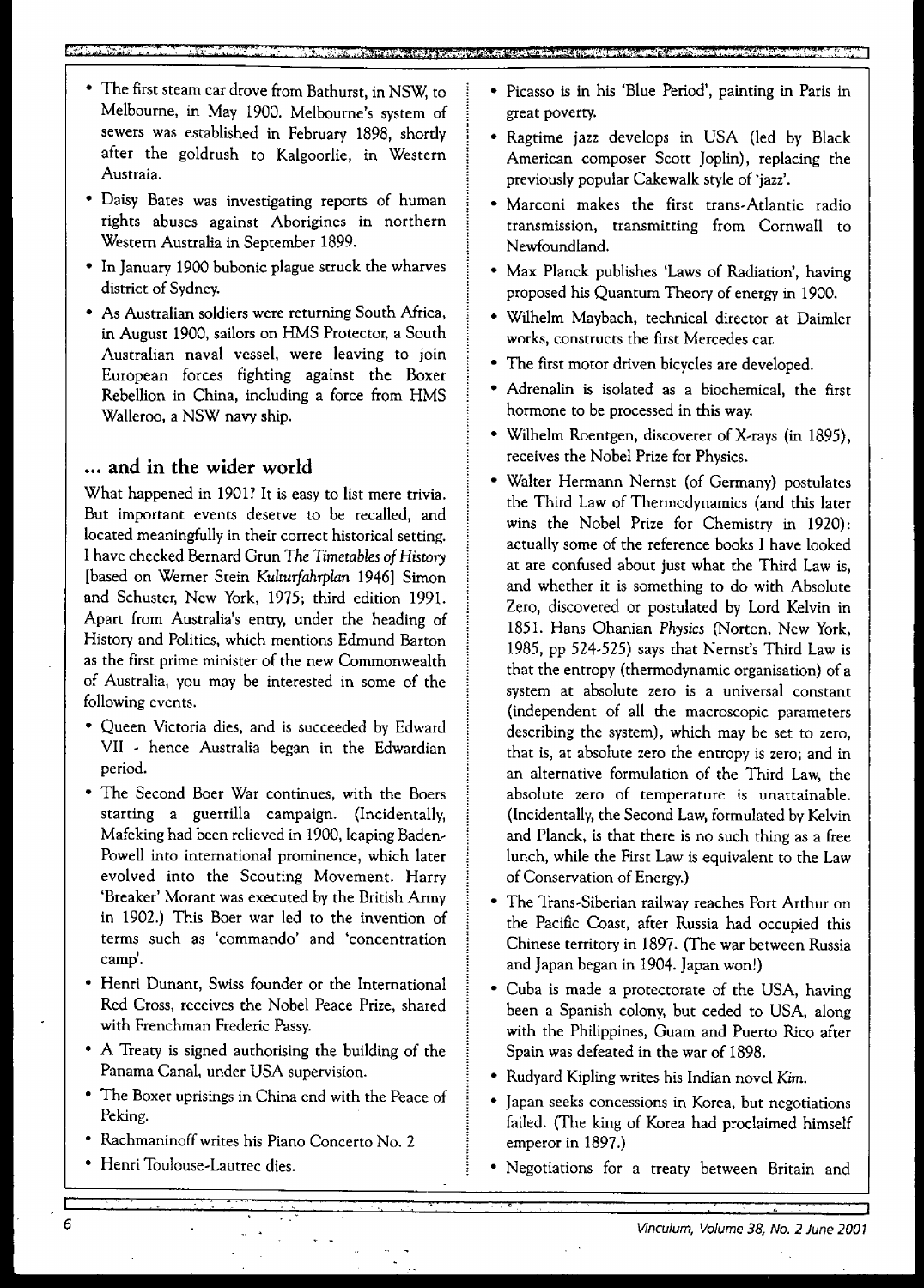- The first steam car drove from Bathurst, in NSW, to Melbourne, in May 1900. Melbourne's system of sewers was established in February 1898, shortly after the goldrush to Kalgoorlie, in Western Austraia.
- Daisy Bates was investigating reports of human rights abuses against Aborigines in northern Western Australia in September 1899.
- In January 1900 bubonic plague struck the wharves district of Sydney.
- As Australian soldiers were returning South Africa, in August 1900, sailors on HMS Protector, a South Australian naval vessel, were leaving to join European forces fighting against the Boxer Rebellion in China, including a force from HMS Walleroo, a NSW navy ship.

## ... and in the wider world

What happened in 1901? It is easy to list mere trivia. But important events deserve to be recalled, and located meaningfully in their correct historical setting. I have checked Bernard Grun *The Timetables of History* [based on Werner Stein *Kulturfahrplan* 1946] Simon and Schuster, New York, 1975; third edition 1991. Apart from Australia's entry, under the heading of History and Politics, which mentions Edmund Barton as the first prime minister of the new Commonwealth of Australia, you may be interested in some of the following events.

- Queen Victoria dies, and is succeeded by Edward VII - hence Australia began in the Edwardian period.
- The Second Boer War continues, with the Boers starting a guerrilla campaign. (Incidentally, Mafeking had been relieved in 1900, leaping Baden-Powell into international prominence, which later evolved into the Scouting Movement. Harry 'Breaker' Morant was executed by the British Army in 1902.) This Boer war led to the invention of terms such as 'commando' and 'concentration camp'.
- Henri Dunant, Swiss founder or the International Red Cross, receives the Nobel Peace Prize, shared with Frenchman Frederic Passy.
- A Treaty is signed authorising the building of the Panama Canal, under USA supervision.
- The Boxer uprisings in China end with the Peace of Peking.
- Rachmaninoff writes his Piano Concerto No. 2
- Henri Toulouse-Lautrec dies.
- Picasso is in his 'Blue Period', painting in Paris in great poverty.
- Ragtime jazz develops in USA (led by Black American composer Scott Joplin), replacing the previously popular Cakewalk style of 'jazz'.
- Marconi makes the first trans-Atlantic radio transmission, transmitting from Cornwall to Newfoundland.
- Max Planck publishes 'Laws of Radiation', having proposed his Quantum Theory of energy in 1900.
- Wilhelm Maybach, technical director at Daimler works, constructs the first Mercedes car.
- The first motor driven bicycles are developed.
- Adrenalin is isolated as a biochemical, the first hormone to be processed in this way.
- Wilhelm Roentgen, discoverer of X-rays (in 1895), receives the Nobel Prize for Physics.
- Walter Hermann Nernst (of Germany) postulates the Third Law of Thermodynamics (and this later wins the Nobel Prize for Chemistry in 1920): actually some of the reference books I have looked at are confused about just what the Third Law is, and whether it is something to do with Absolute Zero, discovered or postulated by Lord Kelvin in 1851. Hans Ohanian *Physics* (Norton, New York, 1985, pp 524-525) says that Nernst's Third Law is that the entropy (thermodynamic organisation) of a system at absolute zero is a universal constant (independent of all the macroscopic parameters describing the system), which may be set to zero, that is, at absolute zero the entropy is zero; and in an alternative formulation of the Third Law, the absolute zero of temperature is unattainable. (Incidentally, the Second Law, formulated by Kelvin and Planck, is that there is no such thing as a free lunch, while the First Law is equivalent to the Law of Conservation of Energy.)
- The Trans-Siberian railway reaches Port Arthur on the Pacific Coast, after Russia had occupied this Chinese territory in 1897. (The war between Russia and Japan began in 1904. Japan won!)
- Cuba is made a protectorate of the USA, having been a Spanish colony, but ceded to USA, along with the Philippines, Guam and Puerto Rico after Spain was defeated in the war of 1898.
- Rudyard Kipling writes his Indian novel *Kim*.
- Japan seeks concessions in Korea, but negotiations failed. (The king of Korea had proclaimed himself emperor in 1897.)
- Negotiations for a treaty between Britain and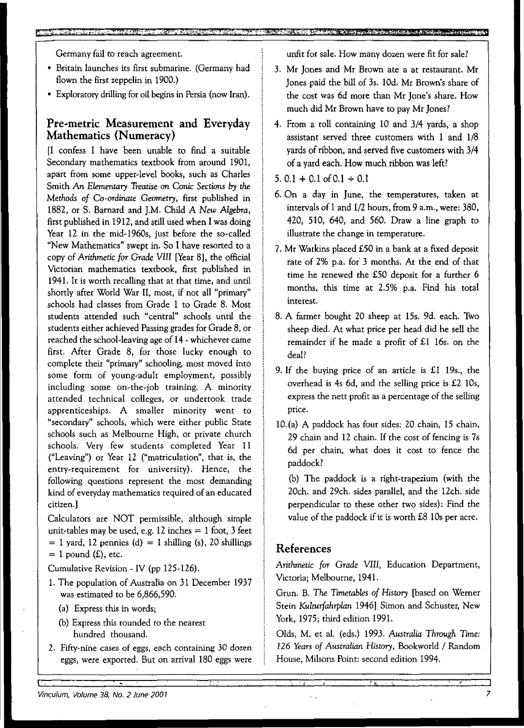Germany fail to reach agreement.

- Britain launches its first submarine. (Germany had flown the first zeppelin in 1900.)
- Exploratory drilling for oil begins in Persia (now Iran).

## Pre-metric Measurement and Everyday Mathematics (Numeracy)

[I confess I have been unable to find a suitable Secondary mathematics textbook from around 1901, apart from some upper-level books, such as Charles Smith *An Elementary Treatise on Conic Sections by the Methods of Co-ordinate Geometry*, first published in 1882, or S. Barnard and J.M. Child *A New Algebra*, first published in 1912, and still used when I was doing Year 12 in the mid-1960s, just before the so-called "New Mathematics" swept in. So I have resorted to a copy of *Arithmetic for Grade VIII* [Year 8], the official Victorian mathematics textbook, first published in 1941. It is worth recalling that at that time, and until shortly after World War II, most, if not all "primary" schools had classes from Grade 1 to Grade 8. Most students attended such "central" schools until the students either achieved Passing grades for Grade 8, or reached the school-leaving age of 14 - whichever came first. After Grade 8, for those lucky enough to complete their "primary" schooling, most moved into some form of young-adult employment, possibly including some on-the-job training. A minority attended technical colleges, or undertook trade apprenticeships. A smaller minority went to "secondary" schools, which were either public State schools such as Melbourne High, or private church schools. Very few students completed Year 11 ("Leaving") or Year 12 ("matriculation", that is, the entry-requirement for university). Hence, the following questions represent the most demanding kind of everyday mathematics required of an educated citizen.]

Calculators are NOT permissible, although simple unit-tables may be used, e.g. 12 inches = 1 foot, 3 feet = 1 yard, 12 pennies (d) = 1 shilling (s), 20 shillings = 1 pound (£), etc.

Cumulative Revision - IV (pp 125-126).

1. The population of Australia on 31 December 1937 was estimated to be 6,866,590.
   (a) Express this in words;
   (b) Express this rounded to the nearest hundred thousand.
2. Fifty-nine cases of eggs, each containing 30 dozen eggs, were exported. But on arrival 180 eggs were unfit for sale. How many dozen were fit for sale?
3. Mr Jones and Mr Brown ate a at restaurant. Mr Jones paid the bill of 3s. 10d. Mr Brown's share of the cost was 6d more than Mr Jone's share. How much did Mr Brown have to pay Mr Jones?
4. From a roll containing 10 and 3/4 yards, a shop assistant served three customers with 1 and 1/8 yards of ribbon, and served five customers with 3/4 of a yard each. How much ribbon was left?
5. $0.1 + 0.1 \text{ of } 0.1 \div 0.1$
6. On a day in June, the temperatures, taken at intervals of 1 and 1/2 hours, from 9 a.m., were: 380, 420, 510, 640, and 560. Draw a line graph to illustrate the change in temperature.
7. Mr Watkins placed £50 in a bank at a fixed deposit rate of 2% p.a. for 3 months. At the end of that time he renewed the £50 deposit for a further 6 months, this time at 2.5% p.a. Find his total interest.
8. A farmer bought 20 sheep at 15s. 9d. each. Two sheep died. At what price per head did he sell the remainder if he made a profit of £1 16s. on the deal?
9. If the buying price of an article is £1 19s., the overhead is 4s 6d, and the selling price is £2 10s, express the nett profit as a percentage of the selling price.
10. (a) A paddock has four sides: 20 chain, 15 chain, 29 chain and 12 chain. If the cost of fencing is 7s 6d per chain, what does it cost to fence the paddock?

    (b) The paddock is a right-trapezium (with the 20ch. and 29ch. sides parallel, and the 12ch. side perpendicular to these other two sides): Find the value of the paddock if it is worth £8 10s per acre.

## References

*Arithmetic for Grade VIII*, Education Department, Victoria; Melbourne, 1941.

Grun. B. *The Timetables of History* [based on Werner Stein *Kulturfahrplan* 1946] Simon and Schuster, New York, 1975; third edition 1991.

Olds, M. et al. (eds.) 1993. *Australia Through Time: 126 Years of Australian History*, Bookworld / Random House, Milsons Point: second edition 1994.